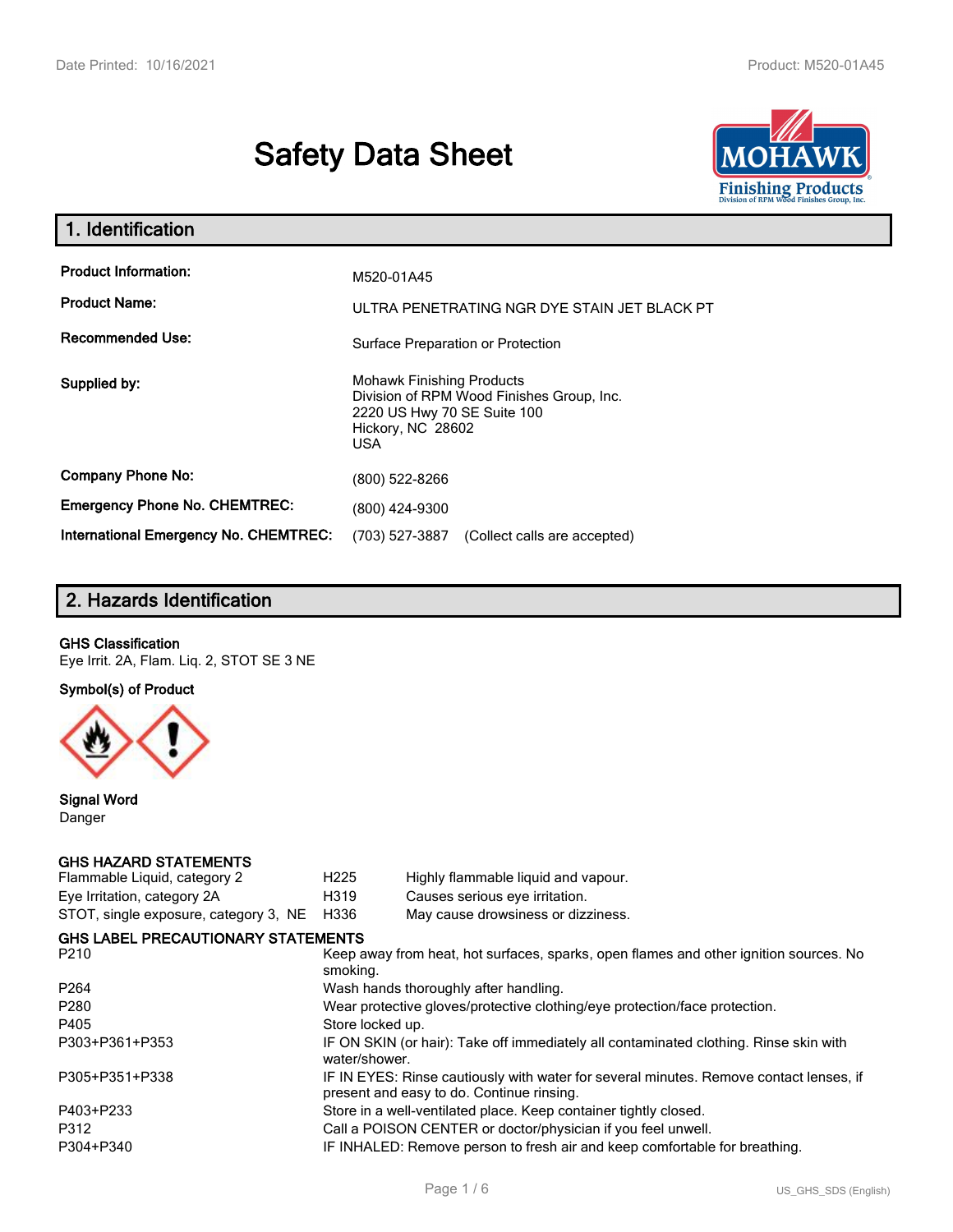# Safety Data Sheet

## 1. Identification

| | |
|---|---|
| **Product Information:** | M520-01A45 |
| **Product Name:** | ULTRA PENETRATING NGR DYE STAIN JET BLACK PT |
| **Recommended Use:** | Surface Preparation or Protection |
| **Supplied by:** | Mohawk Finishing Products<br>Division of RPM Wood Finishes Group, Inc.<br>2220 US Hwy 70 SE Suite 100<br>Hickory, NC 28602<br>USA |
| **Company Phone No:** | (800) 522-8266 |
| **Emergency Phone No. CHEMTREC:** | (800) 424-9300 |
| **International Emergency No. CHEMTREC:** | (703) 527-3887 (Collect calls are accepted) |

## 2. Hazards Identification

**GHS Classification**

Eye Irrit. 2A, Flam. Liq. 2, STOT SE 3 NE

**Symbol(s) of Product**

**Signal Word**

Danger

**GHS HAZARD STATEMENTS**

| | | |
|---|---|---|
| Flammable Liquid, category 2 | H225 | Highly flammable liquid and vapour. |
| Eye Irritation, category 2A | H319 | Causes serious eye irritation. |
| STOT, single exposure, category 3, NE | H336 | May cause drowsiness or dizziness. |

**GHS LABEL PRECAUTIONARY STATEMENTS**

| | |
|---|---|
| P210 | Keep away from heat, hot surfaces, sparks, open flames and other ignition sources. No smoking. |
| P264 | Wash hands thoroughly after handling. |
| P280 | Wear protective gloves/protective clothing/eye protection/face protection. |
| P405 | Store locked up. |
| P303+P361+P353 | IF ON SKIN (or hair): Take off immediately all contaminated clothing. Rinse skin with water/shower. |
| P305+P351+P338 | IF IN EYES: Rinse cautiously with water for several minutes. Remove contact lenses, if present and easy to do. Continue rinsing. |
| P403+P233 | Store in a well-ventilated place. Keep container tightly closed. |
| P312 | Call a POISON CENTER or doctor/physician if you feel unwell. |
| P304+P340 | IF INHALED: Remove person to fresh air and keep comfortable for breathing. |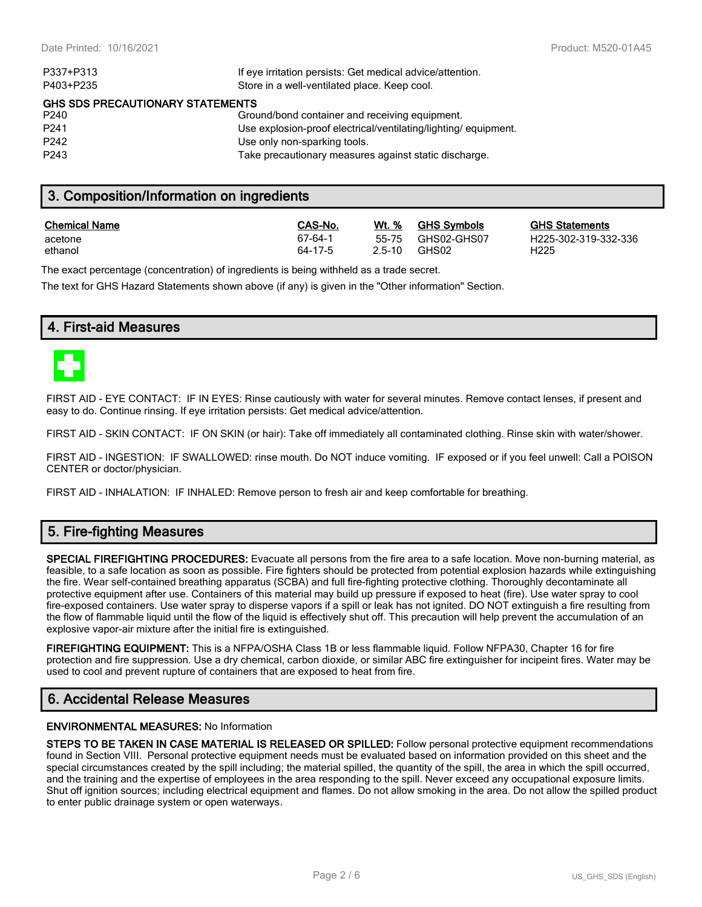| | |
|---|---|
| P337+P313 | If eye irritation persists: Get medical advice/attention. |
| P403+P235 | Store in a well-ventilated place. Keep cool. |

**GHS SDS PRECAUTIONARY STATEMENTS**

| | |
|---|---|
| P240 | Ground/bond container and receiving equipment. |
| P241 | Use explosion-proof electrical/ventilating/lighting/ equipment. |
| P242 | Use only non-sparking tools. |
| P243 | Take precautionary measures against static discharge. |

## 3. Composition/Information on ingredients

| Chemical Name | CAS-No. | Wt. % | GHS Symbols | GHS Statements |
|---|---|---|---|---|
| acetone | 67-64-1 | 55-75 | GHS02-GHS07 | H225-302-319-332-336 |
| ethanol | 64-17-5 | 2.5-10 | GHS02 | H225 |

The exact percentage (concentration) of ingredients is being withheld as a trade secret.

The text for GHS Hazard Statements shown above (if any) is given in the "Other information" Section.

## 4. First-aid Measures

FIRST AID - EYE CONTACT: IF IN EYES: Rinse cautiously with water for several minutes. Remove contact lenses, if present and easy to do. Continue rinsing. If eye irritation persists: Get medical advice/attention.

FIRST AID - SKIN CONTACT: IF ON SKIN (or hair): Take off immediately all contaminated clothing. Rinse skin with water/shower.

FIRST AID - INGESTION: IF SWALLOWED: rinse mouth. Do NOT induce vomiting. IF exposed or if you feel unwell: Call a POISON CENTER or doctor/physician.

FIRST AID - INHALATION: IF INHALED: Remove person to fresh air and keep comfortable for breathing.

## 5. Fire-fighting Measures

**SPECIAL FIREFIGHTING PROCEDURES:** Evacuate all persons from the fire area to a safe location. Move non-burning material, as feasible, to a safe location as soon as possible. Fire fighters should be protected from potential explosion hazards while extinguishing the fire. Wear self-contained breathing apparatus (SCBA) and full fire-fighting protective clothing. Thoroughly decontaminate all protective equipment after use. Containers of this material may build up pressure if exposed to heat (fire). Use water spray to cool fire-exposed containers. Use water spray to disperse vapors if a spill or leak has not ignited. DO NOT extinguish a fire resulting from the flow of flammable liquid until the flow of the liquid is effectively shut off. This precaution will help prevent the accumulation of an explosive vapor-air mixture after the initial fire is extinguished.

**FIREFIGHTING EQUIPMENT:** This is a NFPA/OSHA Class 1B or less flammable liquid. Follow NFPA30, Chapter 16 for fire protection and fire suppression. Use a dry chemical, carbon dioxide, or similar ABC fire extinguisher for incipeint fires. Water may be used to cool and prevent rupture of containers that are exposed to heat from fire.

## 6. Accidental Release Measures

**ENVIRONMENTAL MEASURES:** No Information

**STEPS TO BE TAKEN IN CASE MATERIAL IS RELEASED OR SPILLED:** Follow personal protective equipment recommendations found in Section VIII. Personal protective equipment needs must be evaluated based on information provided on this sheet and the special circumstances created by the spill including; the material spilled, the quantity of the spill, the area in which the spill occurred, and the training and the expertise of employees in the area responding to the spill. Never exceed any occupational exposure limits. Shut off ignition sources; including electrical equipment and flames. Do not allow smoking in the area. Do not allow the spilled product to enter public drainage system or open waterways.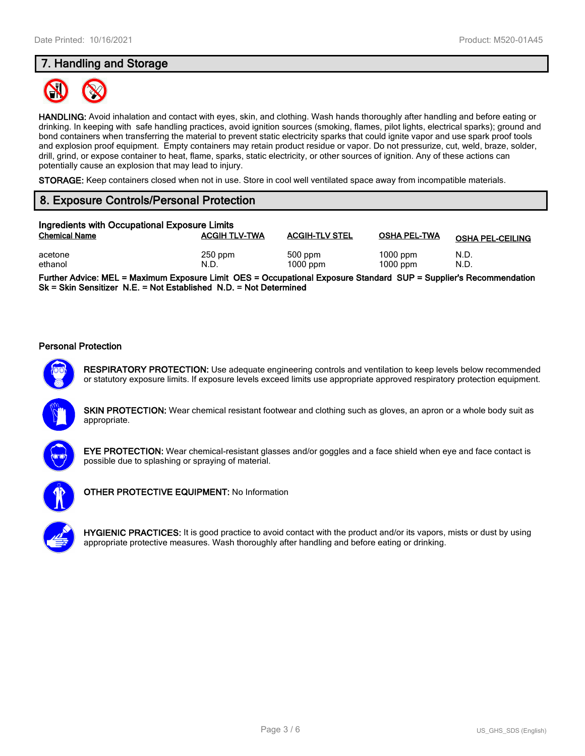## 7. Handling and Storage

**HANDLING:** Avoid inhalation and contact with eyes, skin, and clothing. Wash hands thoroughly after handling and before eating or drinking. In keeping with safe handling practices, avoid ignition sources (smoking, flames, pilot lights, electrical sparks); ground and bond containers when transferring the material to prevent static electricity sparks that could ignite vapor and use spark proof tools and explosion proof equipment. Empty containers may retain product residue or vapor. Do not pressurize, cut, weld, braze, solder, drill, grind, or expose container to heat, flame, sparks, static electricity, or other sources of ignition. Any of these actions can potentially cause an explosion that may lead to injury.

**STORAGE:** Keep containers closed when not in use. Store in cool well ventilated space away from incompatible materials.

## 8. Exposure Controls/Personal Protection

### Ingredients with Occupational Exposure Limits

| Chemical Name | ACGIH TLV-TWA | ACGIH-TLV STEL | OSHA PEL-TWA | OSHA PEL-CEILING |
|---|---|---|---|---|
| acetone | 250 ppm | 500 ppm | 1000 ppm | N.D. |
| ethanol | N.D. | 1000 ppm | 1000 ppm | N.D. |

**Further Advice: MEL = Maximum Exposure Limit OES = Occupational Exposure Standard SUP = Supplier's Recommendation Sk = Skin Sensitizer N.E. = Not Established N.D. = Not Determined**

### Personal Protection

**RESPIRATORY PROTECTION:** Use adequate engineering controls and ventilation to keep levels below recommended or statutory exposure limits. If exposure levels exceed limits use appropriate approved respiratory protection equipment.

**SKIN PROTECTION:** Wear chemical resistant footwear and clothing such as gloves, an apron or a whole body suit as appropriate.

**EYE PROTECTION:** Wear chemical-resistant glasses and/or goggles and a face shield when eye and face contact is possible due to splashing or spraying of material.

**OTHER PROTECTIVE EQUIPMENT:** No Information

**HYGIENIC PRACTICES:** It is good practice to avoid contact with the product and/or its vapors, mists or dust by using appropriate protective measures. Wash thoroughly after handling and before eating or drinking.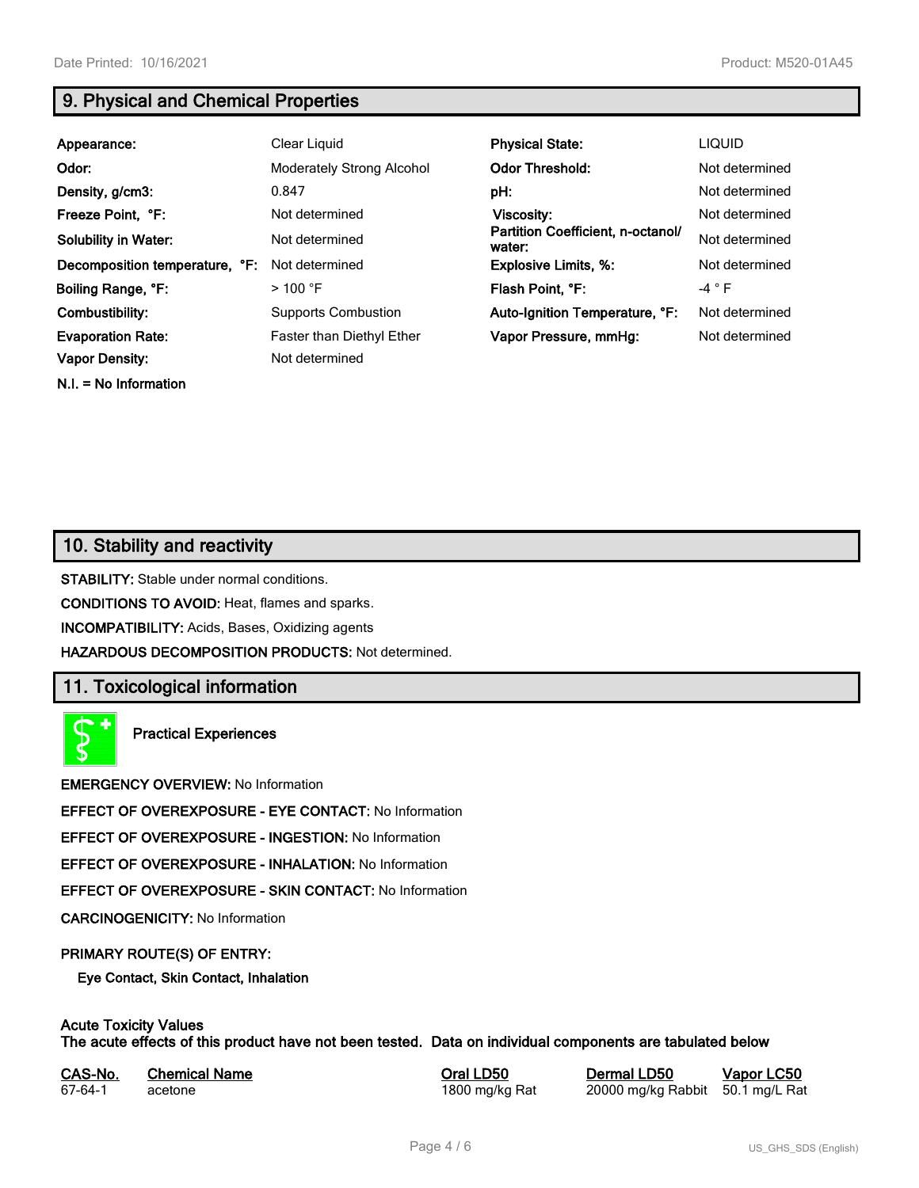## 9. Physical and Chemical Properties

| | | | |
|---|---|---|---|
| **Appearance:** | Clear Liquid | **Physical State:** | LIQUID |
| **Odor:** | Moderately Strong Alcohol | **Odor Threshold:** | Not determined |
| **Density, g/cm3:** | 0.847 | **pH:** | Not determined |
| **Freeze Point, °F:** | Not determined | **Viscosity:** | Not determined |
| **Solubility in Water:** | Not determined | **Partition Coefficient, n-octanol/ water:** | Not determined |
| **Decomposition temperature, °F:** | Not determined | **Explosive Limits, %:** | Not determined |
| **Boiling Range, °F:** | > 100 °F | **Flash Point, °F:** | -4 ° F |
| **Combustibility:** | Supports Combustion | **Auto-Ignition Temperature, °F:** | Not determined |
| **Evaporation Rate:** | Faster than Diethyl Ether | **Vapor Pressure, mmHg:** | Not determined |
| **Vapor Density:** | Not determined | | |

**N.I. = No Information**

## 10. Stability and reactivity

**STABILITY:** Stable under normal conditions.

**CONDITIONS TO AVOID:** Heat, flames and sparks.

**INCOMPATIBILITY:** Acids, Bases, Oxidizing agents

**HAZARDOUS DECOMPOSITION PRODUCTS:** Not determined.

## 11. Toxicological information

**Practical Experiences**

**EMERGENCY OVERVIEW:** No Information

**EFFECT OF OVEREXPOSURE - EYE CONTACT:** No Information

**EFFECT OF OVEREXPOSURE - INGESTION:** No Information

**EFFECT OF OVEREXPOSURE - INHALATION:** No Information

**EFFECT OF OVEREXPOSURE - SKIN CONTACT:** No Information

**CARCINOGENICITY:** No Information

**PRIMARY ROUTE(S) OF ENTRY:**

**Eye Contact, Skin Contact, Inhalation**

**Acute Toxicity Values**
**The acute effects of this product have not been tested. Data on individual components are tabulated below**

| CAS-No. | Chemical Name | Oral LD50 | Dermal LD50 | Vapor LC50 |
|---|---|---|---|---|
| 67-64-1 | acetone | 1800 mg/kg Rat | 20000 mg/kg Rabbit | 50.1 mg/L Rat |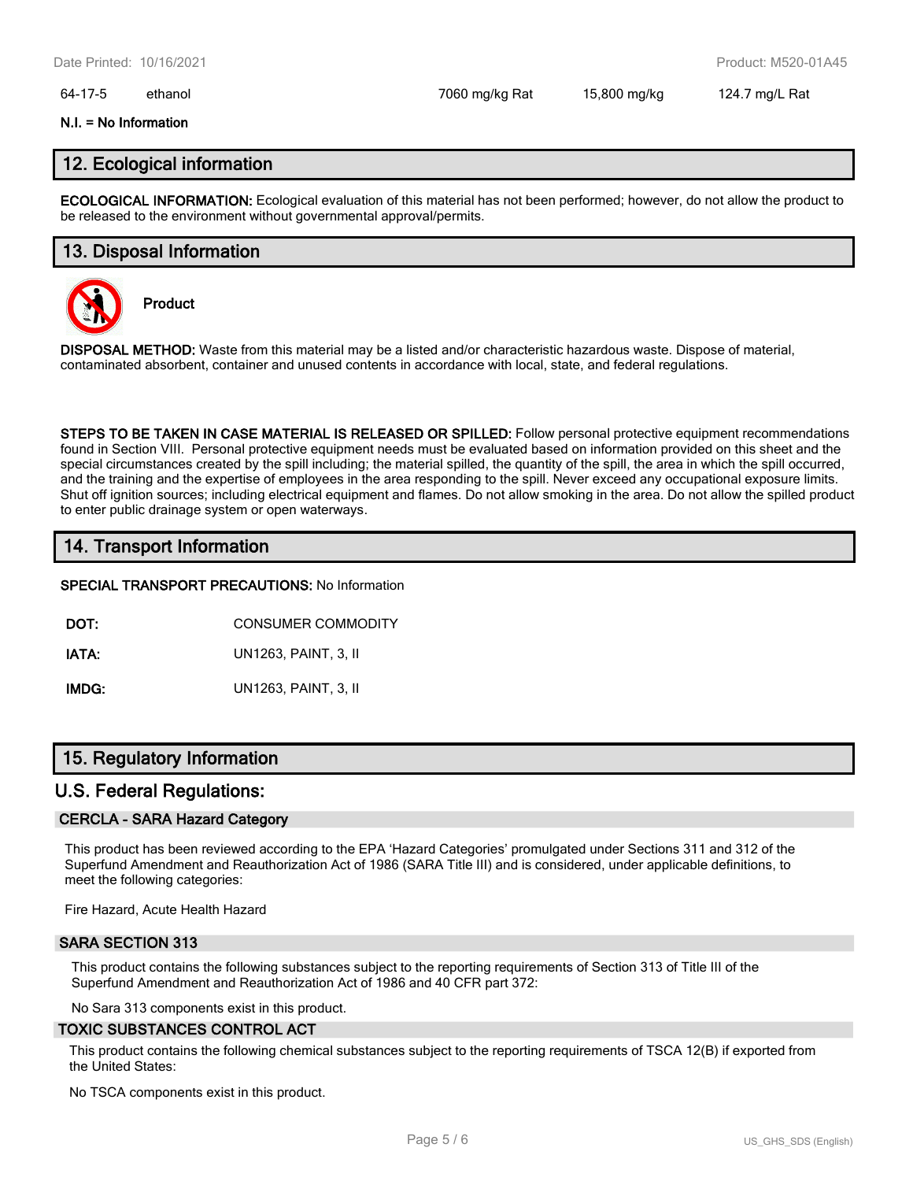| 64-17-5 | ethanol | 7060 mg/kg Rat | 15,800 mg/kg | 124.7 mg/L Rat |
|---|---|---|---|---|

**N.I. = No Information**

## 12. Ecological information

**ECOLOGICAL INFORMATION:** Ecological evaluation of this material has not been performed; however, do not allow the product to be released to the environment without governmental approval/permits.

## 13. Disposal Information

**Product**

**DISPOSAL METHOD:** Waste from this material may be a listed and/or characteristic hazardous waste. Dispose of material, contaminated absorbent, container and unused contents in accordance with local, state, and federal regulations.

**STEPS TO BE TAKEN IN CASE MATERIAL IS RELEASED OR SPILLED:** Follow personal protective equipment recommendations found in Section VIII. Personal protective equipment needs must be evaluated based on information provided on this sheet and the special circumstances created by the spill including; the material spilled, the quantity of the spill, the area in which the spill occurred, and the training and the expertise of employees in the area responding to the spill. Never exceed any occupational exposure limits. Shut off ignition sources; including electrical equipment and flames. Do not allow smoking in the area. Do not allow the spilled product to enter public drainage system or open waterways.

## 14. Transport Information

**SPECIAL TRANSPORT PRECAUTIONS:** No Information

**DOT:** CONSUMER COMMODITY

**IATA:** UN1263, PAINT, 3, II

**IMDG:** UN1263, PAINT, 3, II

## 15. Regulatory Information

## U.S. Federal Regulations:

### CERCLA - SARA Hazard Category

This product has been reviewed according to the EPA 'Hazard Categories' promulgated under Sections 311 and 312 of the Superfund Amendment and Reauthorization Act of 1986 (SARA Title III) and is considered, under applicable definitions, to meet the following categories:

Fire Hazard, Acute Health Hazard

### SARA SECTION 313

This product contains the following substances subject to the reporting requirements of Section 313 of Title III of the Superfund Amendment and Reauthorization Act of 1986 and 40 CFR part 372:

No Sara 313 components exist in this product.

### TOXIC SUBSTANCES CONTROL ACT

This product contains the following chemical substances subject to the reporting requirements of TSCA 12(B) if exported from the United States:

No TSCA components exist in this product.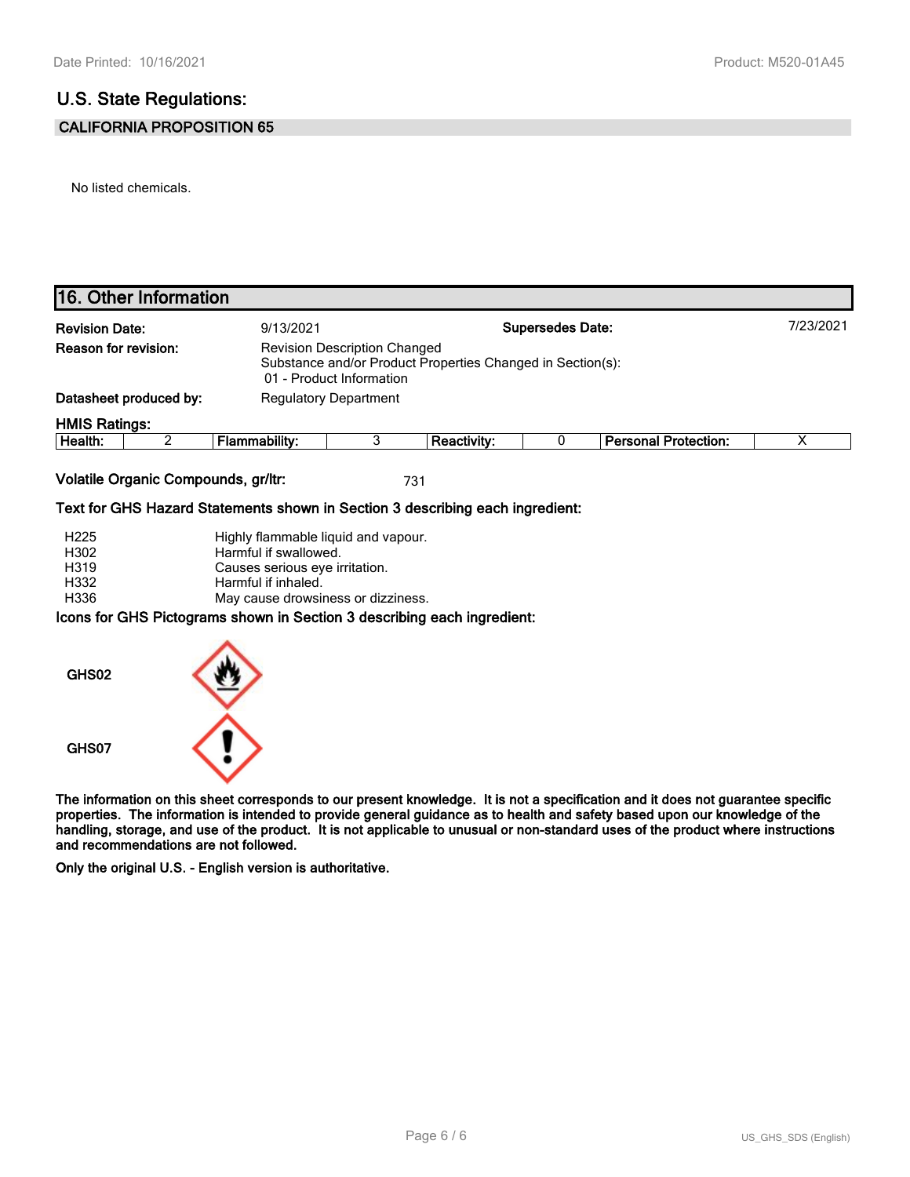## U.S. State Regulations:

### CALIFORNIA PROPOSITION 65

No listed chemicals.

## 16. Other Information

| | | | |
|---|---|---|---|
| **Revision Date:** | 9/13/2021 | **Supersedes Date:** | 7/23/2021 |
| **Reason for revision:** | Revision Description Changed<br>Substance and/or Product Properties Changed in Section(s):<br>01 - Product Information | | |
| **Datasheet produced by:** | Regulatory Department | | |

**HMIS Ratings:**

| | | | | | | | |
|---|---|---|---|---|---|---|---|
| **Health:** | 2 | **Flammability:** | 3 | **Reactivity:** | 0 | **Personal Protection:** | X |

**Volatile Organic Compounds, gr/ltr:** 731

**Text for GHS Hazard Statements shown in Section 3 describing each ingredient:**

| | |
|---|---|
| H225 | Highly flammable liquid and vapour. |
| H302 | Harmful if swallowed. |
| H319 | Causes serious eye irritation. |
| H332 | Harmful if inhaled. |
| H336 | May cause drowsiness or dizziness. |

**Icons for GHS Pictograms shown in Section 3 describing each ingredient:**

GHS02

GHS07

**The information on this sheet corresponds to our present knowledge. It is not a specification and it does not guarantee specific properties. The information is intended to provide general guidance as to health and safety based upon our knowledge of the handling, storage, and use of the product. It is not applicable to unusual or non-standard uses of the product where instructions and recommendations are not followed.**

**Only the original U.S. - English version is authoritative.**